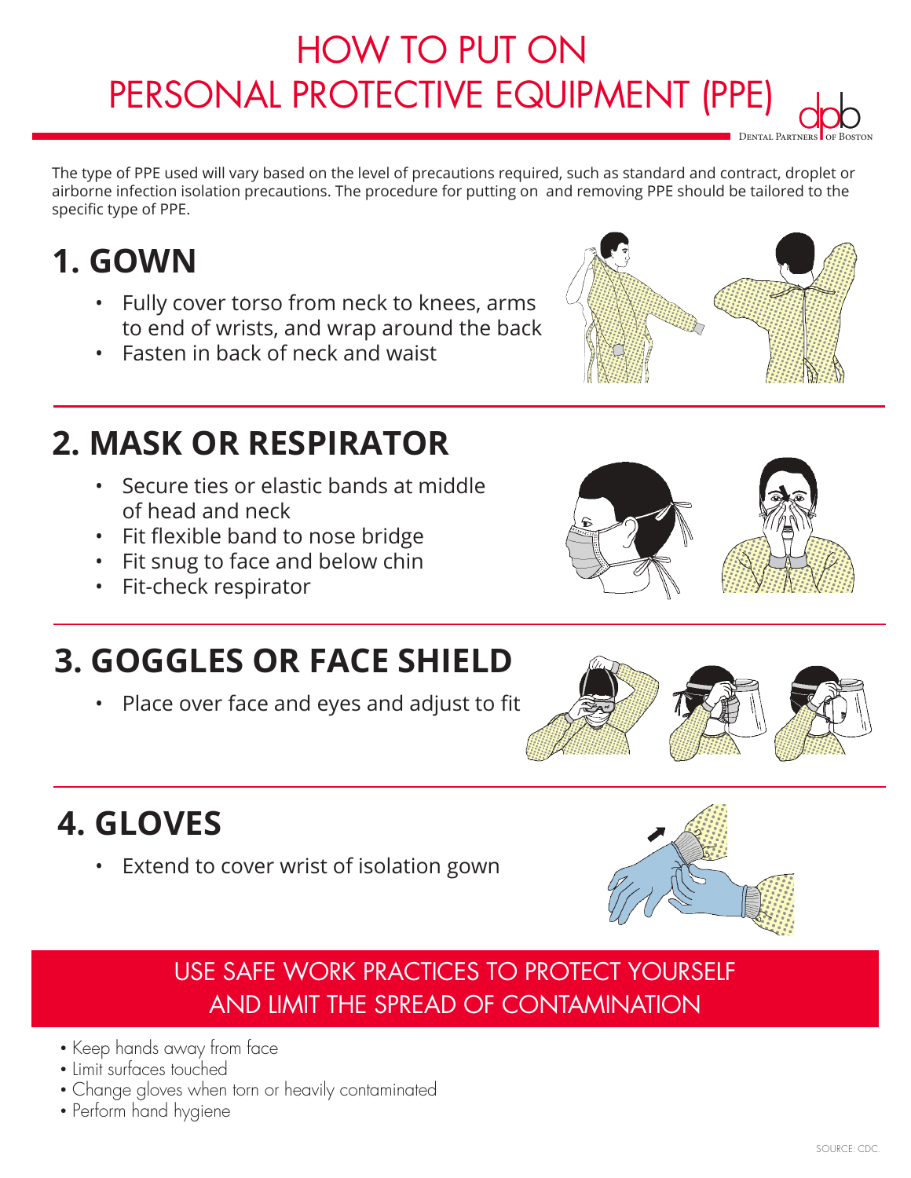# HOW TO PUT ON PERSONAL PROTECTIVE EQUIPMENT (PPE)

The type of PPE used will vary based on the level of precautions required, such as standard and contract, droplet or airborne infection isolation precautions. The procedure for putting on and removing PPE should be tailored to the specific type of PPE.

## 1. GOWN

- Fully cover torso from neck to knees, arms to end of wrists, and wrap around the back
- Fasten in back of neck and waist

## 2. MASK OR RESPIRATOR

- Secure ties or elastic bands at middle of head and neck
- Fit flexible band to nose bridge
- Fit snug to face and below chin
- Fit-check respirator

## 3. GOGGLES OR FACE SHIELD

- Place over face and eyes and adjust to fit

## 4. GLOVES

- Extend to cover wrist of isolation gown

## USE SAFE WORK PRACTICES TO PROTECT YOURSELF AND LIMIT THE SPREAD OF CONTAMINATION

- Keep hands away from face
- Limit surfaces touched
- Change gloves when torn or heavily contaminated
- Perform hand hygiene

SOURCE: CDC.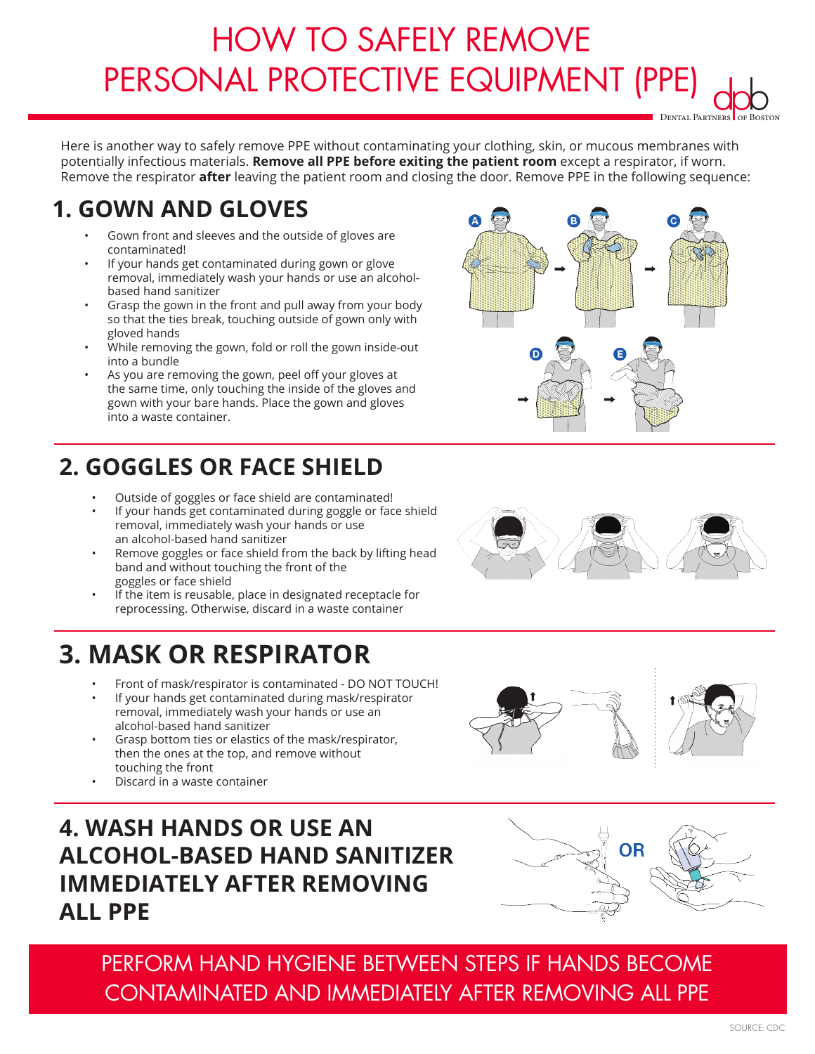# HOW TO SAFELY REMOVE PERSONAL PROTECTIVE EQUIPMENT (PPE)

Here is another way to safely remove PPE without contaminating your clothing, skin, or mucous membranes with potentially infectious materials. **Remove all PPE before exiting the patient room** except a respirator, if worn. Remove the respirator **after** leaving the patient room and closing the door. Remove PPE in the following sequence:

## 1. GOWN AND GLOVES

- Gown front and sleeves and the outside of gloves are contaminated!
- If your hands get contaminated during gown or glove removal, immediately wash your hands or use an alcohol-based hand sanitizer
- Grasp the gown in the front and pull away from your body so that the ties break, touching outside of gown only with gloved hands
- While removing the gown, fold or roll the gown inside-out into a bundle
- As you are removing the gown, peel off your gloves at the same time, only touching the inside of the gloves and gown with your bare hands. Place the gown and gloves into a waste container.

## 2. GOGGLES OR FACE SHIELD

- Outside of goggles or face shield are contaminated!
- If your hands get contaminated during goggle or face shield removal, immediately wash your hands or use an alcohol-based hand sanitizer
- Remove goggles or face shield from the back by lifting head band and without touching the front of the goggles or face shield
- If the item is reusable, place in designated receptacle for reprocessing. Otherwise, discard in a waste container

## 3. MASK OR RESPIRATOR

- Front of mask/respirator is contaminated - DO NOT TOUCH!
- If your hands get contaminated during mask/respirator removal, immediately wash your hands or use an alcohol-based hand sanitizer
- Grasp bottom ties or elastics of the mask/respirator, then the ones at the top, and remove without touching the front
- Discard in a waste container

## 4. WASH HANDS OR USE AN ALCOHOL-BASED HAND SANITIZER IMMEDIATELY AFTER REMOVING ALL PPE

PERFORM HAND HYGIENE BETWEEN STEPS IF HANDS BECOME CONTAMINATED AND IMMEDIATELY AFTER REMOVING ALL PPE

SOURCE: CDC.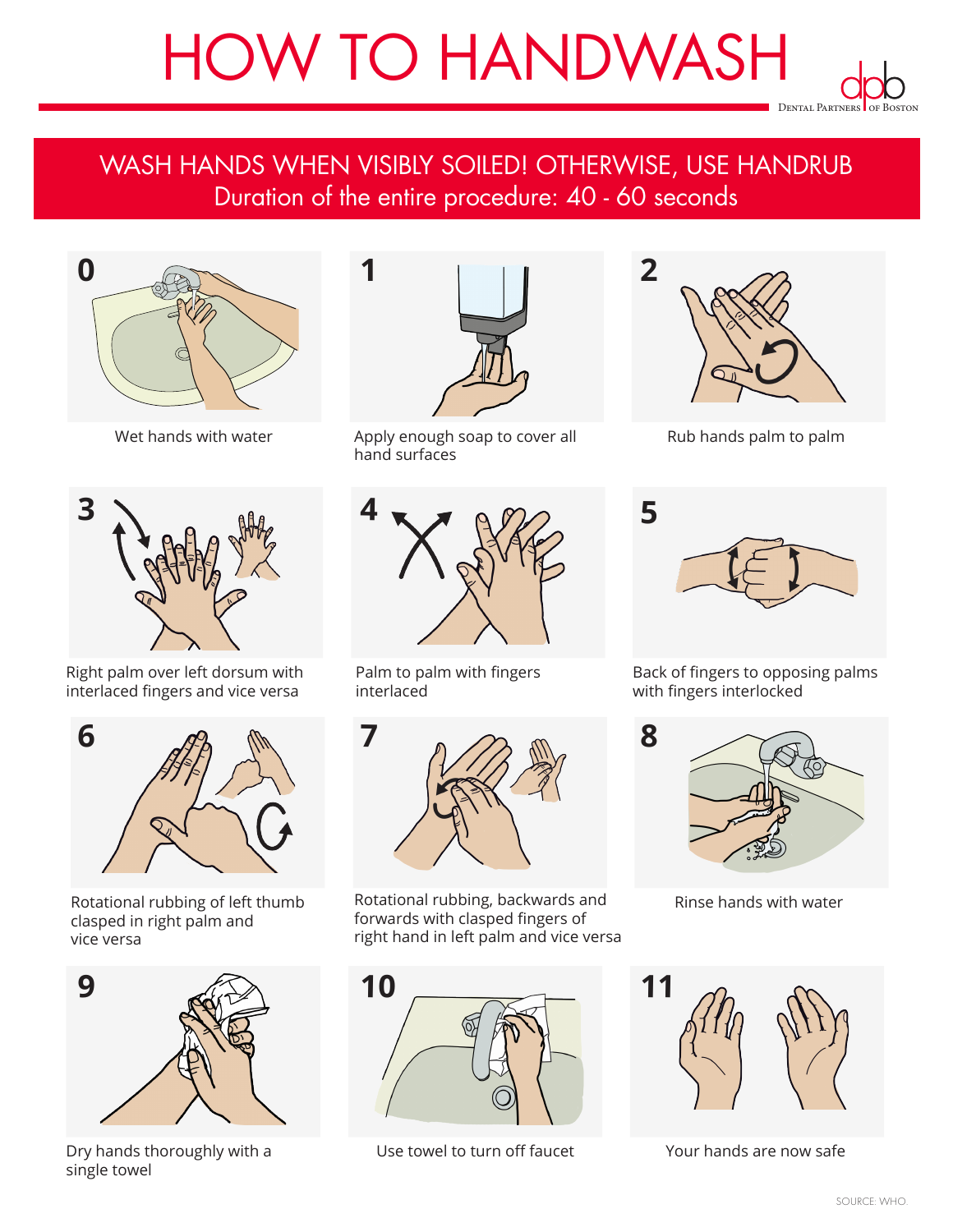# HOW TO HANDWASH

Dental Partners of Boston

**WASH HANDS WHEN VISIBLY SOILED! OTHERWISE, USE HANDRUB**

Duration of the entire procedure: 40 - 60 seconds

**0** Wet hands with water

**1** Apply enough soap to cover all hand surfaces

**2** Rub hands palm to palm

**3** Right palm over left dorsum with interlaced fingers and vice versa

**4** Palm to palm with fingers interlaced

**5** Back of fingers to opposing palms with fingers interlocked

**6** Rotational rubbing of left thumb clasped in right palm and vice versa

**7** Rotational rubbing, backwards and forwards with clasped fingers of right hand in left palm and vice versa

**8** Rinse hands with water

**9** Dry hands thoroughly with a single towel

**10** Use towel to turn off faucet

**11** Your hands are now safe

SOURCE: WHO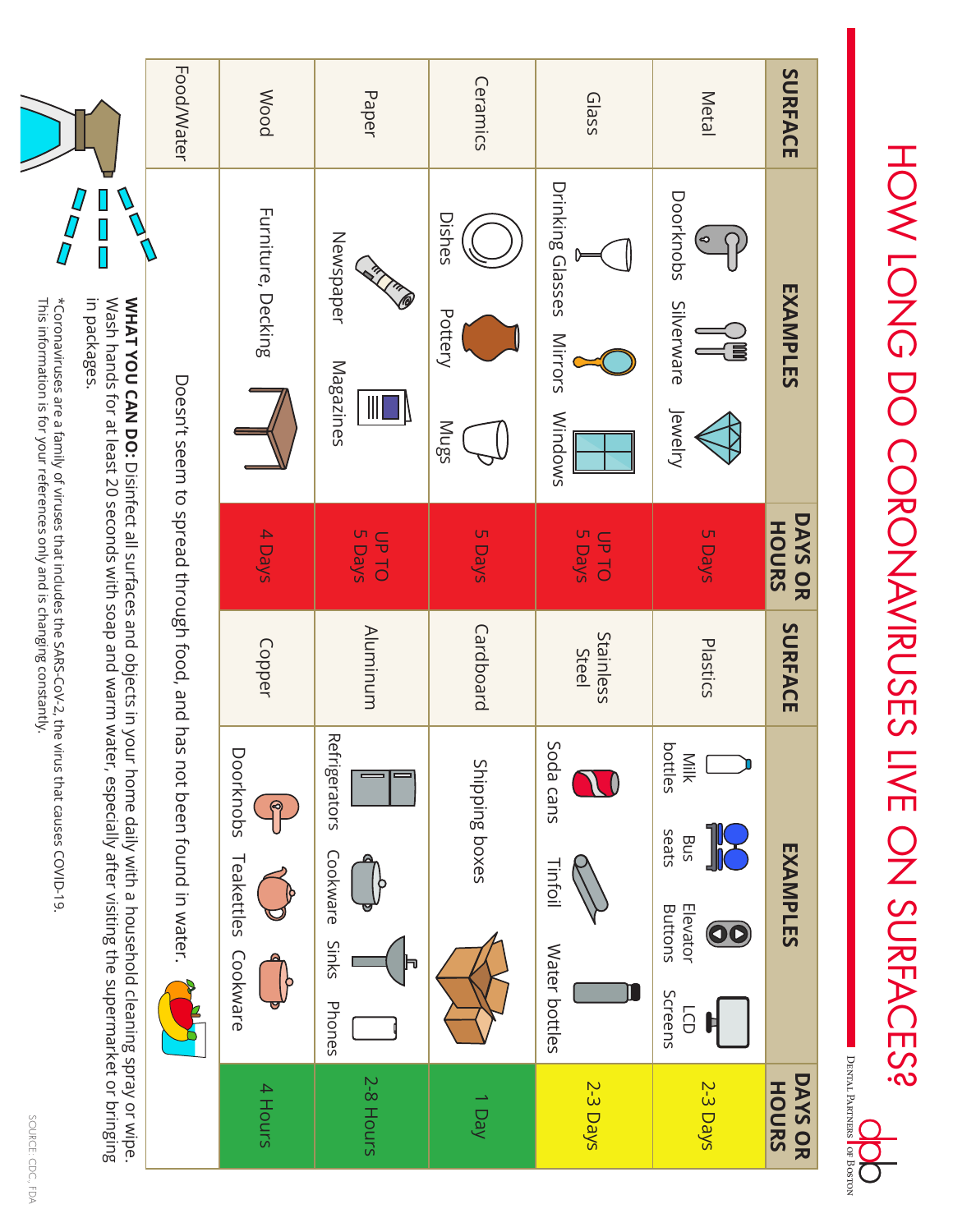# HOW LONG DO CORONAVIRUSES LIVE ON SURFACES?

dpb Dental Partners of Boston

| SURFACE | EXAMPLES | DAYS OR HOURS | SURFACE | EXAMPLES | DAYS OR HOURS |
|---|---|---|---|---|---|
| Metal | Doorknobs, Silverware, Jewelry | 5 Days | Plastics | Milk bottles, Bus seats, Elevator Buttons, LCD Screens | 2-3 Days |
| Glass | Drinking Glasses, Mirrors, Windows | UP TO 5 Days | Stainless Steel | Soda cans, Tinfoil, Water bottles | 2-3 Days |
| Ceramics | Dishes, Pottery, Mugs | 5 Days | Cardboard | Shipping boxes | 1 Day |
| Paper | Newspaper, Magazines | UP TO 5 Days | Aluminum | Refrigerators, Cookware, Sinks, Phones | 2-8 Hours |
| Wood | Furniture, Decking | 4 Days | Copper | Doorknobs, Teakettles, Cookware | 4 Hours |
| Food/Water | Doesn't seem to spread through food, and has not been found in water. | | | | |

**WHAT YOU CAN DO:** Disinfect all surfaces and objects in your home daily with a household cleaning spray or wipe. Wash hands for at least 20 seconds with soap and warm water, especially after visiting the supermarket or bringing in packages.

*Coronaviruses are a family of viruses that includes the SARS-CoV-2, the virus that causes COVID-19. This information is for your references only and is changing constantly.

SOURCE: CDC, FDA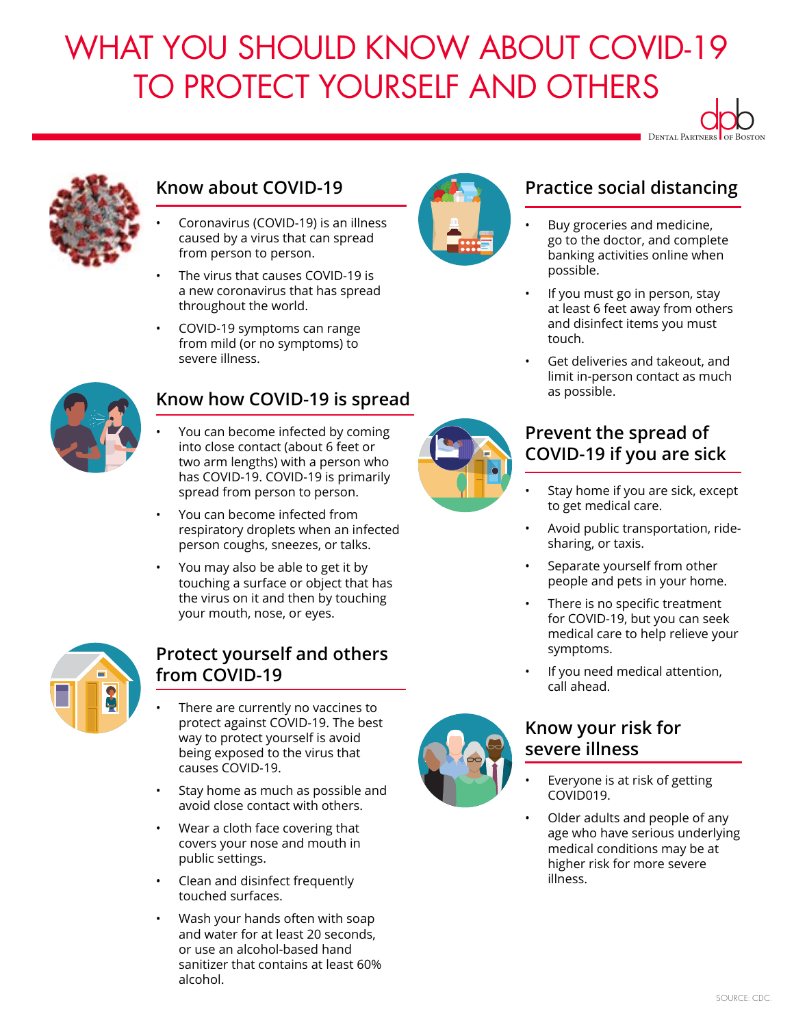# WHAT YOU SHOULD KNOW ABOUT COVID-19 TO PROTECT YOURSELF AND OTHERS

## Know about COVID-19

- Coronavirus (COVID-19) is an illness caused by a virus that can spread from person to person.
- The virus that causes COVID-19 is a new coronavirus that has spread throughout the world.
- COVID-19 symptoms can range from mild (or no symptoms) to severe illness.

## Know how COVID-19 is spread

- You can become infected by coming into close contact (about 6 feet or two arm lengths) with a person who has COVID-19. COVID-19 is primarily spread from person to person.
- You can become infected from respiratory droplets when an infected person coughs, sneezes, or talks.
- You may also be able to get it by touching a surface or object that has the virus on it and then by touching your mouth, nose, or eyes.

## Protect yourself and others from COVID-19

- There are currently no vaccines to protect against COVID-19. The best way to protect yourself is avoid being exposed to the virus that causes COVID-19.
- Stay home as much as possible and avoid close contact with others.
- Wear a cloth face covering that covers your nose and mouth in public settings.
- Clean and disinfect frequently touched surfaces.
- Wash your hands often with soap and water for at least 20 seconds, or use an alcohol-based hand sanitizer that contains at least 60% alcohol.

## Practice social distancing

- Buy groceries and medicine, go to the doctor, and complete banking activities online when possible.
- If you must go in person, stay at least 6 feet away from others and disinfect items you must touch.
- Get deliveries and takeout, and limit in-person contact as much as possible.

## Prevent the spread of COVID-19 if you are sick

- Stay home if you are sick, except to get medical care.
- Avoid public transportation, ride-sharing, or taxis.
- Separate yourself from other people and pets in your home.
- There is no specific treatment for COVID-19, but you can seek medical care to help relieve your symptoms.
- If you need medical attention, call ahead.

## Know your risk for severe illness

- Everyone is at risk of getting COVID019.
- Older adults and people of any age who have serious underlying medical conditions may be at higher risk for more severe illness.

SOURCE: CDC.